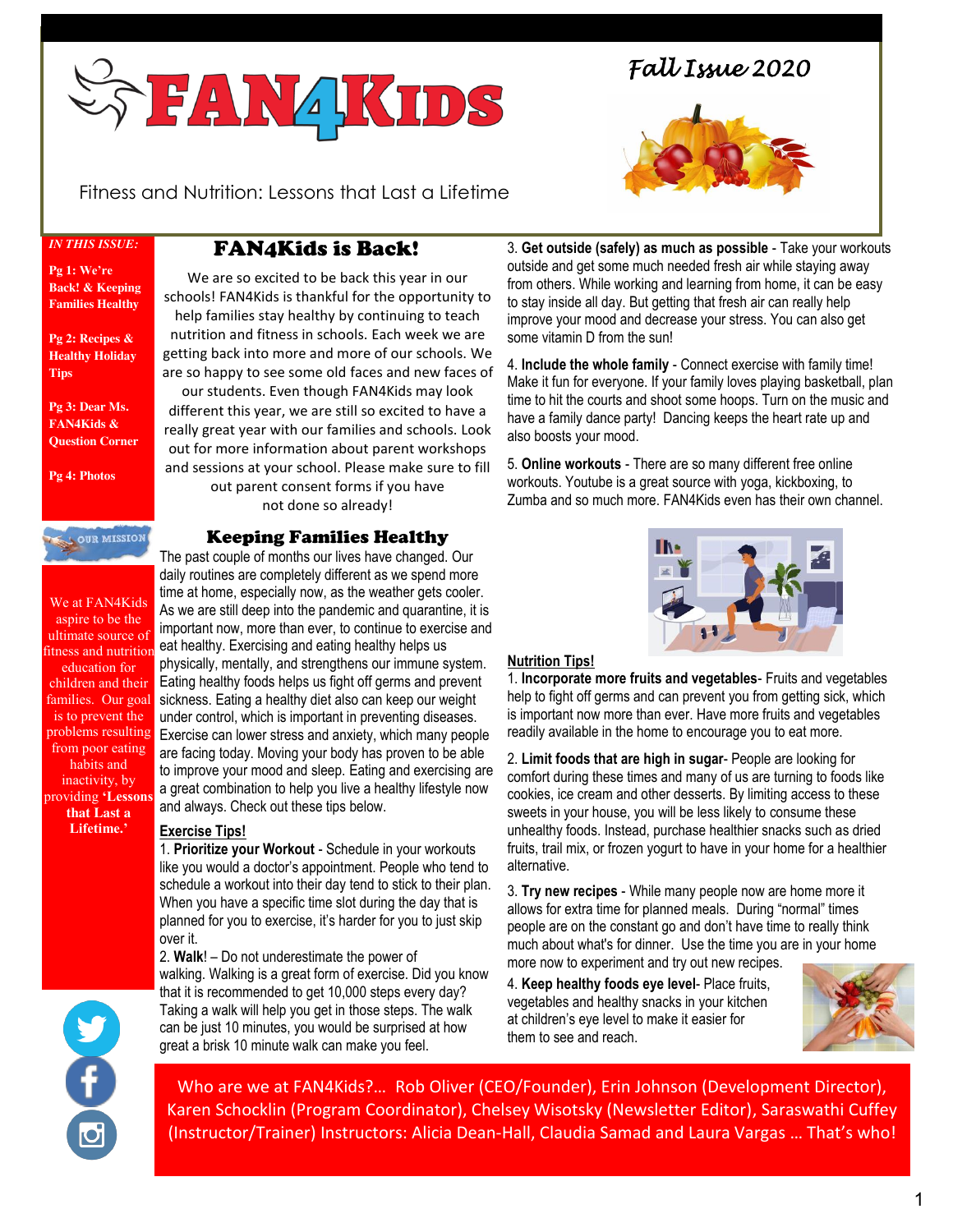# FAN4KIDS

Fitness and Nutrition: Lessons that Last a Lifetime

*Fall Issue 2020*

***IN THIS ISSUE:***

**Pg 1: We're Back! & Keeping Families Healthy**

**Pg 2: Recipes & Healthy Holiday Tips**

**Pg 3: Dear Ms. FAN4Kids & Question Corner**

**Pg 4: Photos**

**OUR MISSION**

We at FAN4Kids aspire to be the ultimate source of fitness and nutrition education for children and their families. Our goal is to prevent the problems resulting from poor eating habits and inactivity, by providing **'Lessons that Last a Lifetime.'**

## FAN4Kids is Back!

We are so excited to be back this year in our schools! FAN4Kids is thankful for the opportunity to help families stay healthy by continuing to teach nutrition and fitness in schools. Each week we are getting back into more and more of our schools. We are so happy to see some old faces and new faces of our students. Even though FAN4Kids may look different this year, we are still so excited to have a really great year with our families and schools. Look out for more information about parent workshops and sessions at your school. Please make sure to fill out parent consent forms if you have not done so already!

## Keeping Families Healthy

The past couple of months our lives have changed. Our daily routines are completely different as we spend more time at home, especially now, as the weather gets cooler. As we are still deep into the pandemic and quarantine, it is important now, more than ever, to continue to exercise and eat healthy. Exercising and eating healthy helps us physically, mentally, and strengthens our immune system. Eating healthy foods helps us fight off germs and prevent sickness. Eating a healthy diet also can keep our weight under control, which is important in preventing diseases. Exercise can lower stress and anxiety, which many people are facing today. Moving your body has proven to be able to improve your mood and sleep. Eating and exercising are a great combination to help you live a healthy lifestyle now and always. Check out these tips below.

**Exercise Tips!**

1. **Prioritize your Workout** - Schedule in your workouts like you would a doctor's appointment. People who tend to schedule a workout into their day tend to stick to their plan. When you have a specific time slot during the day that is planned for you to exercise, it's harder for you to just skip over it.
2. **Walk**! – Do not underestimate the power of walking. Walking is a great form of exercise. Did you know that it is recommended to get 10,000 steps every day? Taking a walk will help you get in those steps. The walk can be just 10 minutes, you would be surprised at how great a brisk 10 minute walk can make you feel.
3. **Get outside (safely) as much as possible** - Take your workouts outside and get some much needed fresh air while staying away from others. While working and learning from home, it can be easy to stay inside all day. But getting that fresh air can really help improve your mood and decrease your stress. You can also get some vitamin D from the sun!
4. **Include the whole family** - Connect exercise with family time! Make it fun for everyone. If your family loves playing basketball, plan time to hit the courts and shoot some hoops. Turn on the music and have a family dance party! Dancing keeps the heart rate up and also boosts your mood.
5. **Online workouts** - There are so many different free online workouts. Youtube is a great source with yoga, kickboxing, to Zumba and so much more. FAN4Kids even has their own channel.

**Nutrition Tips!**

1. **Incorporate more fruits and vegetables**- Fruits and vegetables help to fight off germs and can prevent you from getting sick, which is important now more than ever. Have more fruits and vegetables readily available in the home to encourage you to eat more.
2. **Limit foods that are high in sugar**- People are looking for comfort during these times and many of us are turning to foods like cookies, ice cream and other desserts. By limiting access to these sweets in your house, you will be less likely to consume these unhealthy foods. Instead, purchase healthier snacks such as dried fruits, trail mix, or frozen yogurt to have in your home for a healthier alternative.
3. **Try new recipes** - While many people now are home more it allows for extra time for planned meals. During "normal" times people are on the constant go and don't have time to really think much about what's for dinner. Use the time you are in your home more now to experiment and try out new recipes.
4. **Keep healthy foods eye level**- Place fruits, vegetables and healthy snacks in your kitchen at children's eye level to make it easier for them to see and reach.

Who are we at FAN4Kids?... Rob Oliver (CEO/Founder), Erin Johnson (Development Director), Karen Schocklin (Program Coordinator), Chelsey Wisotsky (Newsletter Editor), Saraswathi Cuffey (Instructor/Trainer) Instructors: Alicia Dean-Hall, Claudia Samad and Laura Vargas … That's who!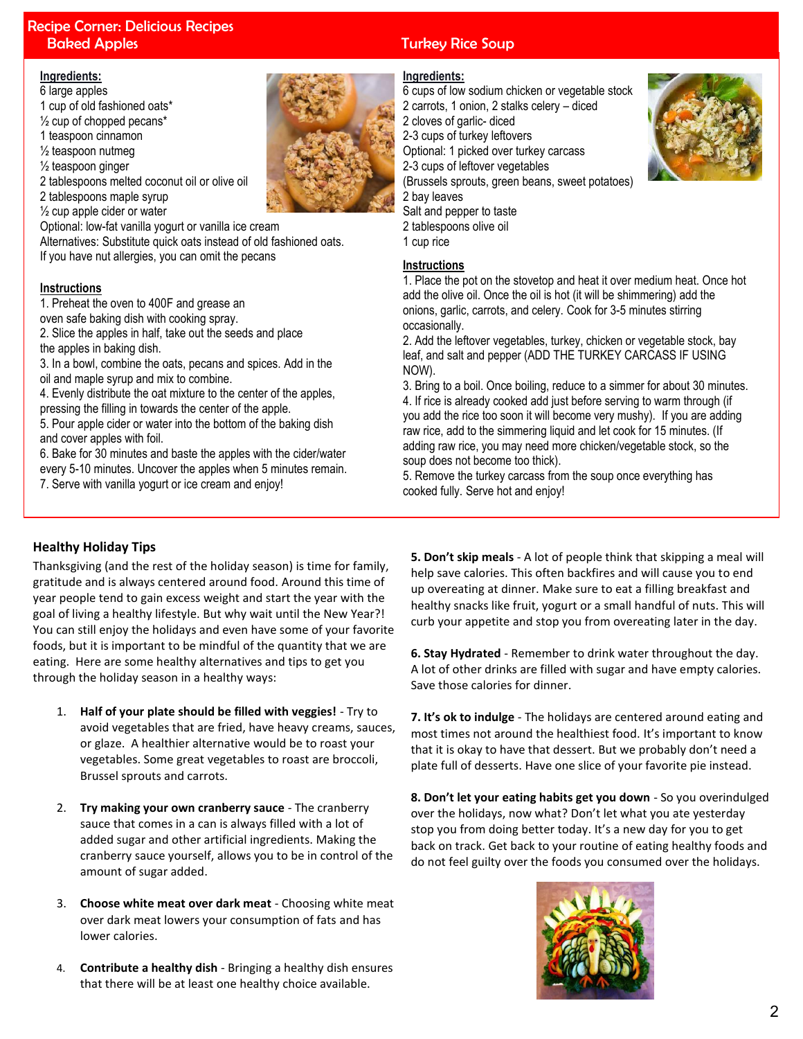# Recipe Corner: Delicious Recipes

## Baked Apples

**Ingredients:**

6 large apples
1 cup of old fashioned oats*
½ cup of chopped pecans*
1 teaspoon cinnamon
½ teaspoon nutmeg
½ teaspoon ginger
2 tablespoons melted coconut oil or olive oil
2 tablespoons maple syrup
½ cup apple cider or water
Optional: low-fat vanilla yogurt or vanilla ice cream
Alternatives: Substitute quick oats instead of old fashioned oats.
If you have nut allergies, you can omit the pecans

**Instructions**

1. Preheat the oven to 400F and grease an oven safe baking dish with cooking spray.
2. Slice the apples in half, take out the seeds and place the apples in baking dish.
3. In a bowl, combine the oats, pecans and spices. Add in the oil and maple syrup and mix to combine.
4. Evenly distribute the oat mixture to the center of the apples, pressing the filling in towards the center of the apple.
5. Pour apple cider or water into the bottom of the baking dish and cover apples with foil.
6. Bake for 30 minutes and baste the apples with the cider/water every 5-10 minutes. Uncover the apples when 5 minutes remain.
7. Serve with vanilla yogurt or ice cream and enjoy!

## Turkey Rice Soup

**Ingredients:**

6 cups of low sodium chicken or vegetable stock
2 carrots, 1 onion, 2 stalks celery – diced
2 cloves of garlic- diced
2-3 cups of turkey leftovers
Optional: 1 picked over turkey carcass
2-3 cups of leftover vegetables
(Brussels sprouts, green beans, sweet potatoes)
2 bay leaves
Salt and pepper to taste
2 tablespoons olive oil
1 cup rice

**Instructions**

1. Place the pot on the stovetop and heat it over medium heat. Once hot add the olive oil. Once the oil is hot (it will be shimmering) add the onions, garlic, carrots, and celery. Cook for 3-5 minutes stirring occasionally.
2. Add the leftover vegetables, turkey, chicken or vegetable stock, bay leaf, and salt and pepper (ADD THE TURKEY CARCASS IF USING NOW).
3. Bring to a boil. Once boiling, reduce to a simmer for about 30 minutes.
4. If rice is already cooked add just before serving to warm through (if you add the rice too soon it will become very mushy). If you are adding raw rice, add to the simmering liquid and let cook for 15 minutes. (If adding raw rice, you may need more chicken/vegetable stock, so the soup does not become too thick).
5. Remove the turkey carcass from the soup once everything has cooked fully. Serve hot and enjoy!

## Healthy Holiday Tips

Thanksgiving (and the rest of the holiday season) is time for family, gratitude and is always centered around food. Around this time of year people tend to gain excess weight and start the year with the goal of living a healthy lifestyle. But why wait until the New Year?! You can still enjoy the holidays and even have some of your favorite foods, but it is important to be mindful of the quantity that we are eating. Here are some healthy alternatives and tips to get you through the holiday season in a healthy ways:

1. **Half of your plate should be filled with veggies!** - Try to avoid vegetables that are fried, have heavy creams, sauces, or glaze. A healthier alternative would be to roast your vegetables. Some great vegetables to roast are broccoli, Brussel sprouts and carrots.

2. **Try making your own cranberry sauce** - The cranberry sauce that comes in a can is always filled with a lot of added sugar and other artificial ingredients. Making the cranberry sauce yourself, allows you to be in control of the amount of sugar added.

3. **Choose white meat over dark meat** - Choosing white meat over dark meat lowers your consumption of fats and has lower calories.

4. **Contribute a healthy dish** - Bringing a healthy dish ensures that there will be at least one healthy choice available.

5. **Don't skip meals** - A lot of people think that skipping a meal will help save calories. This often backfires and will cause you to end up overeating at dinner. Make sure to eat a filling breakfast and healthy snacks like fruit, yogurt or a small handful of nuts. This will curb your appetite and stop you from overeating later in the day.

6. **Stay Hydrated** - Remember to drink water throughout the day. A lot of other drinks are filled with sugar and have empty calories. Save those calories for dinner.

7. **It's ok to indulge** - The holidays are centered around eating and most times not around the healthiest food. It's important to know that it is okay to have that dessert. But we probably don't need a plate full of desserts. Have one slice of your favorite pie instead.

8. **Don't let your eating habits get you down** - So you overindulged over the holidays, now what? Don't let what you ate yesterday stop you from doing better today. It's a new day for you to get back on track. Get back to your routine of eating healthy foods and do not feel guilty over the foods you consumed over the holidays.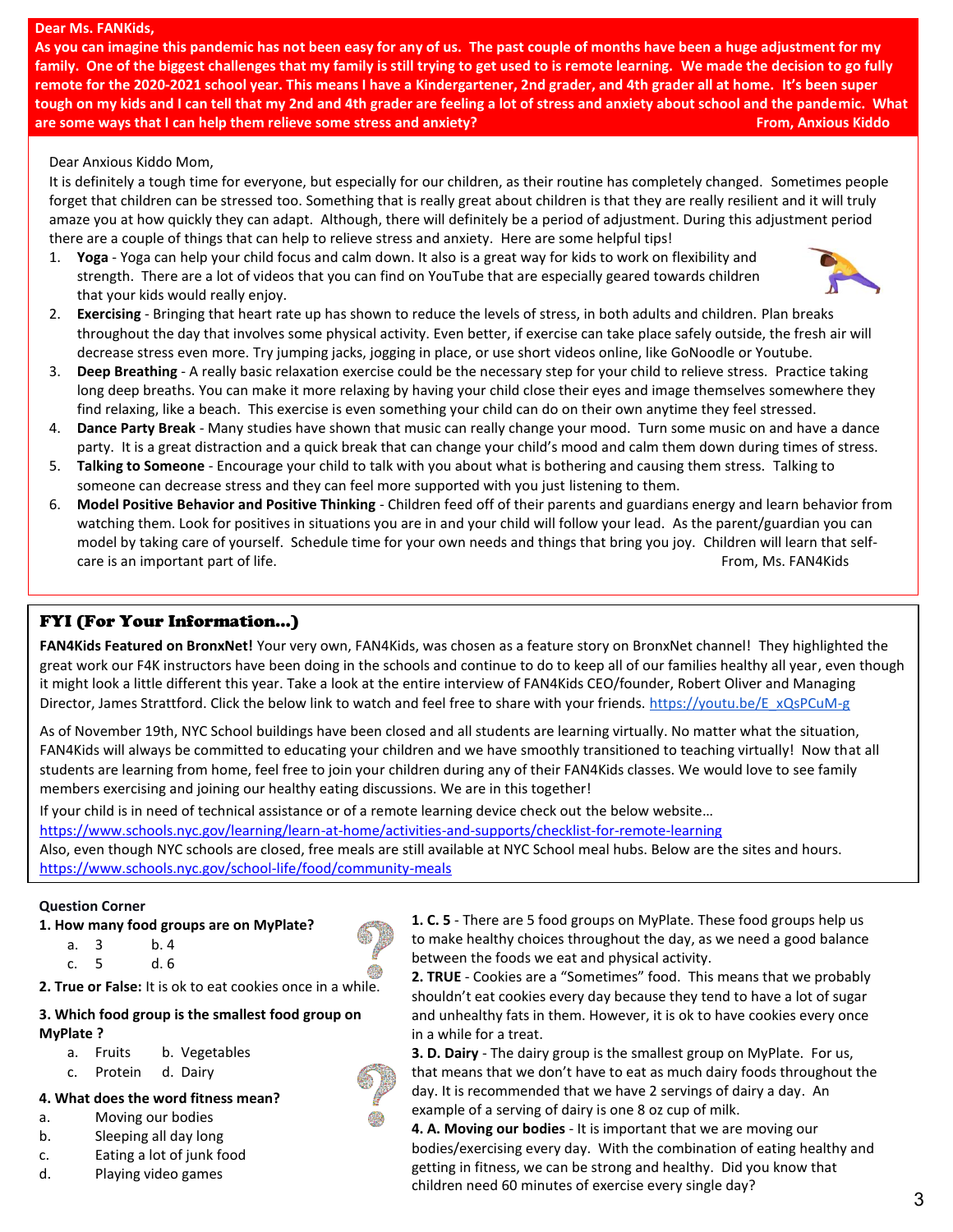**Dear Ms. FANKids,**

**As you can imagine this pandemic has not been easy for any of us. The past couple of months have been a huge adjustment for my family. One of the biggest challenges that my family is still trying to get used to is remote learning. We made the decision to go fully remote for the 2020-2021 school year. This means I have a Kindergartener, 2nd grader, and 4th grader all at home. It's been super tough on my kids and I can tell that my 2nd and 4th grader are feeling a lot of stress and anxiety about school and the pandemic. What are some ways that I can help them relieve some stress and anxiety?**

**From, Anxious Kiddo**

Dear Anxious Kiddo Mom,

It is definitely a tough time for everyone, but especially for our children, as their routine has completely changed. Sometimes people forget that children can be stressed too. Something that is really great about children is that they are really resilient and it will truly amaze you at how quickly they can adapt. Although, there will definitely be a period of adjustment. During this adjustment period there are a couple of things that can help to relieve stress and anxiety. Here are some helpful tips!

1. **Yoga** - Yoga can help your child focus and calm down. It also is a great way for kids to work on flexibility and strength. There are a lot of videos that you can find on YouTube that are especially geared towards children that your kids would really enjoy.
2. **Exercising** - Bringing that heart rate up has shown to reduce the levels of stress, in both adults and children. Plan breaks throughout the day that involves some physical activity. Even better, if exercise can take place safely outside, the fresh air will decrease stress even more. Try jumping jacks, jogging in place, or use short videos online, like GoNoodle or Youtube.
3. **Deep Breathing** - A really basic relaxation exercise could be the necessary step for your child to relieve stress. Practice taking long deep breaths. You can make it more relaxing by having your child close their eyes and image themselves somewhere they find relaxing, like a beach. This exercise is even something your child can do on their own anytime they feel stressed.
4. **Dance Party Break** - Many studies have shown that music can really change your mood. Turn some music on and have a dance party. It is a great distraction and a quick break that can change your child's mood and calm them down during times of stress.
5. **Talking to Someone** - Encourage your child to talk with you about what is bothering and causing them stress. Talking to someone can decrease stress and they can feel more supported with you just listening to them.
6. **Model Positive Behavior and Positive Thinking** - Children feed off of their parents and guardians energy and learn behavior from watching them. Look for positives in situations you are in and your child will follow your lead. As the parent/guardian you can model by taking care of yourself. Schedule time for your own needs and things that bring you joy. Children will learn that self-care is an important part of life.

From, Ms. FAN4Kids

## FYI (For Your Information...)

**FAN4Kids Featured on BronxNet!** Your very own, FAN4Kids, was chosen as a feature story on BronxNet channel! They highlighted the great work our F4K instructors have been doing in the schools and continue to do to keep all of our families healthy all year, even though it might look a little different this year. Take a look at the entire interview of FAN4Kids CEO/founder, Robert Oliver and Managing Director, James Strattford. Click the below link to watch and feel free to share with your friends. https://youtu.be/E_xQsPCuM-g

As of November 19th, NYC School buildings have been closed and all students are learning virtually. No matter what the situation, FAN4Kids will always be committed to educating your children and we have smoothly transitioned to teaching virtually! Now that all students are learning from home, feel free to join your children during any of their FAN4Kids classes. We would love to see family members exercising and joining our healthy eating discussions. We are in this together!

If your child is in need of technical assistance or of a remote learning device check out the below website…
https://www.schools.nyc.gov/learning/learn-at-home/activities-and-supports/checklist-for-remote-learning
Also, even though NYC schools are closed, free meals are still available at NYC School meal hubs. Below are the sites and hours.
https://www.schools.nyc.gov/school-life/food/community-meals

### Question Corner

**1. How many food groups are on MyPlate?**

a. 3 b. 4
c. 5 d. 6

**2. True or False:** It is ok to eat cookies once in a while.

**3. Which food group is the smallest food group on MyPlate ?**

a. Fruits b. Vegetables
c. Protein d. Dairy

**4. What does the word fitness mean?**

a. Moving our bodies
b. Sleeping all day long
c. Eating a lot of junk food
d. Playing video games

**1. C. 5** - There are 5 food groups on MyPlate. These food groups help us to make healthy choices throughout the day, as we need a good balance between the foods we eat and physical activity.

**2. TRUE** - Cookies are a "Sometimes" food. This means that we probably shouldn't eat cookies every day because they tend to have a lot of sugar and unhealthy fats in them. However, it is ok to have cookies every once in a while for a treat.

**3. D. Dairy** - The dairy group is the smallest group on MyPlate. For us, that means that we don't have to eat as much dairy foods throughout the day. It is recommended that we have 2 servings of dairy a day. An example of a serving of dairy is one 8 oz cup of milk.

**4. A. Moving our bodies** - It is important that we are moving our bodies/exercising every day. With the combination of eating healthy and getting in fitness, we can be strong and healthy. Did you know that children need 60 minutes of exercise every single day?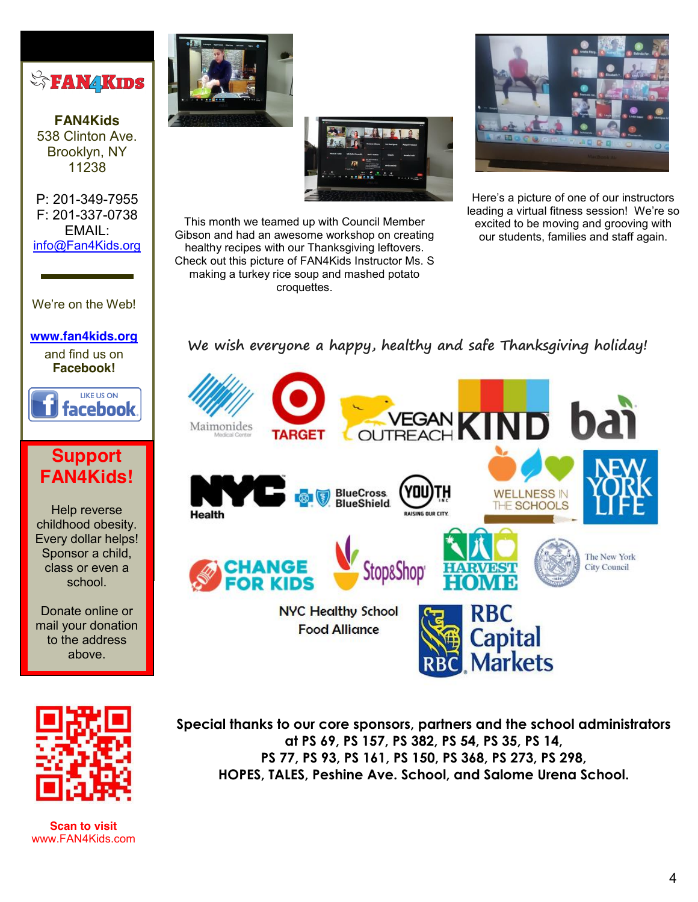**FAN4Kids**
538 Clinton Ave.
Brooklyn, NY
11238

P: 201-349-7955
F: 201-337-0738
EMAIL:
info@Fan4Kids.org

We're on the Web!

**www.fan4kids.org**

and find us on **Facebook!**

## Support FAN4Kids!

Help reverse childhood obesity. Every dollar helps! Sponsor a child, class or even a school.

Donate online or mail your donation to the address above.

**Scan to visit**
www.FAN4Kids.com

This month we teamed up with Council Member Gibson and had an awesome workshop on creating healthy recipes with our Thanksgiving leftovers. Check out this picture of FAN4Kids Instructor Ms. S making a turkey rice soup and mashed potato croquettes.

Here's a picture of one of our instructors leading a virtual fitness session! We're so excited to be moving and grooving with our students, families and staff again.

*We wish everyone a happy, healthy and safe Thanksgiving holiday!*

Maimonides Medical Center
TARGET
VEGAN OUTREACH
KIND
bai
NYC Health
BlueCross BlueShield
YOUTH INC RAISING OUR CITY
WELLNESS IN THE SCHOOLS
NEW YORK LIFE
CHANGE FOR KIDS
Stop&Shop
HARVEST HOME
The New York City Council
NYC Healthy School Food Alliance
RBC Capital Markets

**Special thanks to our core sponsors, partners and the school administrators at PS 69, PS 157, PS 382, PS 54, PS 35, PS 14, PS 77, PS 93, PS 161, PS 150, PS 368, PS 273, PS 298, HOPES, TALES, Peshine Ave. School, and Salome Urena School.**